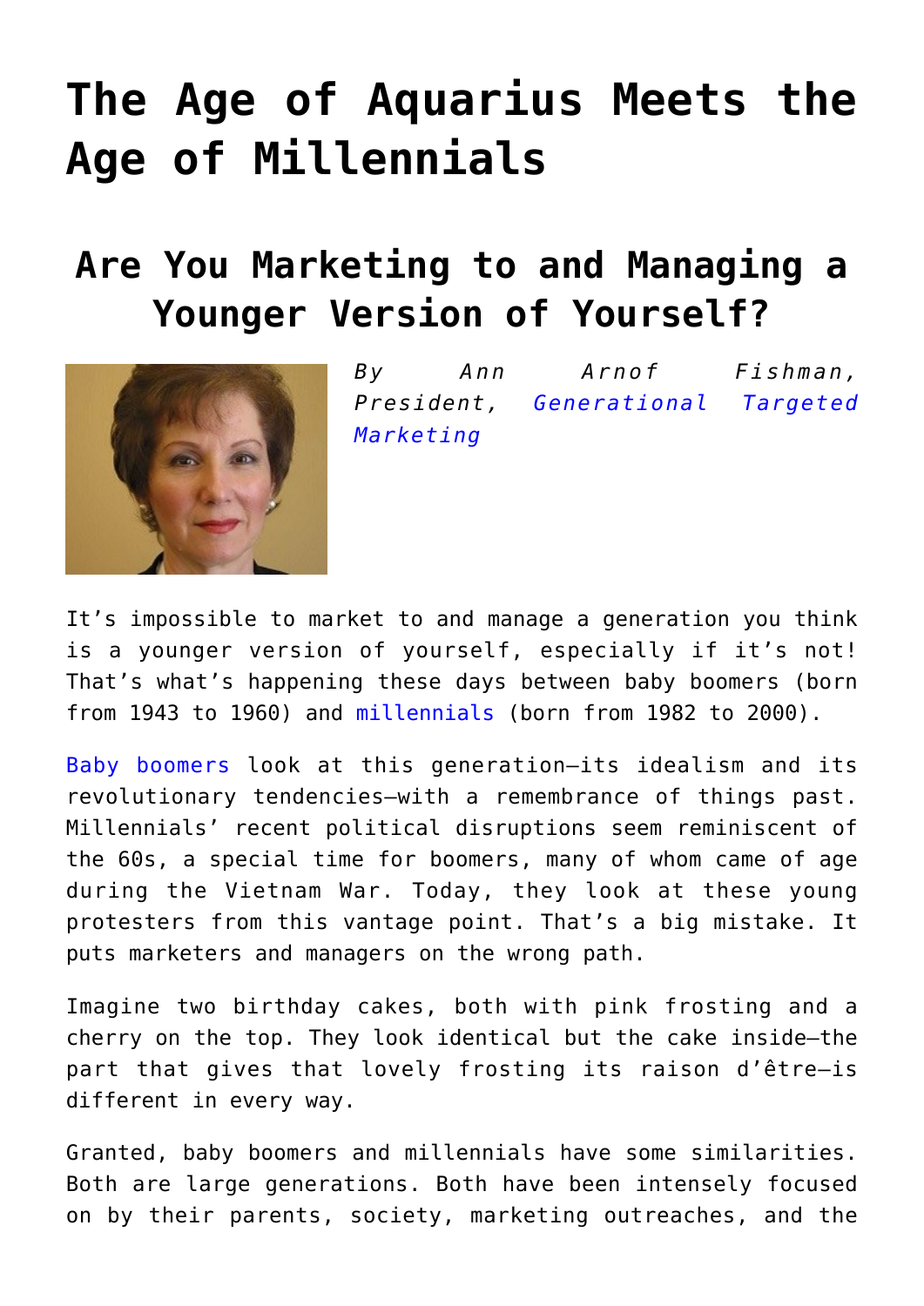# The Age of Aquarius Meets the Age of Millennials

## Are You Marketing to and Managing a Younger Version of Yourself?

*By Ann Arnof Fishman, President, Generational Targeted Marketing*

It's impossible to market to and manage a generation you think is a younger version of yourself, especially if it's not! That's what's happening these days between baby boomers (born from 1943 to 1960) and millennials (born from 1982 to 2000).

Baby boomers look at this generation—its idealism and its revolutionary tendencies—with a remembrance of things past. Millennials' recent political disruptions seem reminiscent of the 60s, a special time for boomers, many of whom came of age during the Vietnam War. Today, they look at these young protesters from this vantage point. That's a big mistake. It puts marketers and managers on the wrong path.

Imagine two birthday cakes, both with pink frosting and a cherry on the top. They look identical but the cake inside—the part that gives that lovely frosting its raison d'être—is different in every way.

Granted, baby boomers and millennials have some similarities. Both are large generations. Both have been intensely focused on by their parents, society, marketing outreaches, and the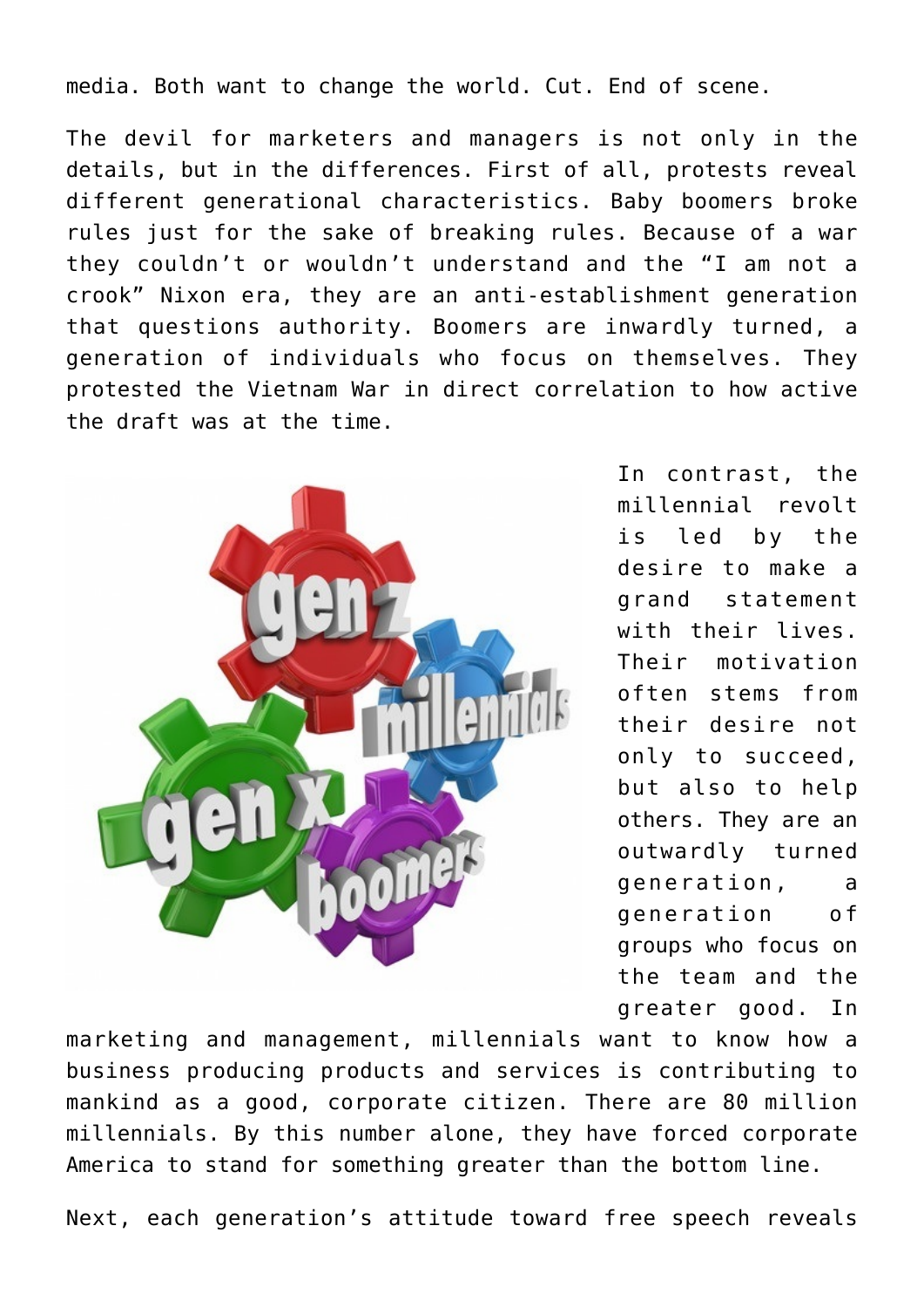media. Both want to change the world. Cut. End of scene.

The devil for marketers and managers is not only in the details, but in the differences. First of all, protests reveal different generational characteristics. Baby boomers broke rules just for the sake of breaking rules. Because of a war they couldn't or wouldn't understand and the "I am not a crook" Nixon era, they are an anti-establishment generation that questions authority. Boomers are inwardly turned, a generation of individuals who focus on themselves. They protested the Vietnam War in direct correlation to how active the draft was at the time.

In contrast, the millennial revolt is led by the desire to make a grand statement with their lives. Their motivation often stems from their desire not only to succeed, but also to help others. They are an outwardly turned generation, a generation of groups who focus on the team and the greater good. In marketing and management, millennials want to know how a business producing products and services is contributing to mankind as a good, corporate citizen. There are 80 million millennials. By this number alone, they have forced corporate America to stand for something greater than the bottom line.

Next, each generation's attitude toward free speech reveals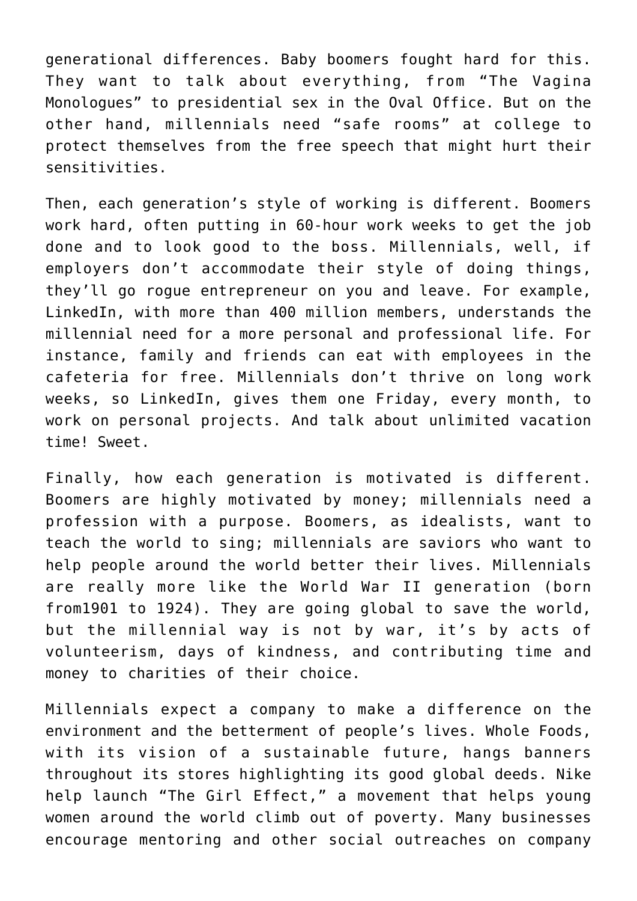generational differences. Baby boomers fought hard for this. They want to talk about everything, from “The Vagina Monologues” to presidential sex in the Oval Office. But on the other hand, millennials need “safe rooms” at college to protect themselves from the free speech that might hurt their sensitivities.

Then, each generation’s style of working is different. Boomers work hard, often putting in 60-hour work weeks to get the job done and to look good to the boss. Millennials, well, if employers don’t accommodate their style of doing things, they’ll go rogue entrepreneur on you and leave. For example, LinkedIn, with more than 400 million members, understands the millennial need for a more personal and professional life. For instance, family and friends can eat with employees in the cafeteria for free. Millennials don’t thrive on long work weeks, so LinkedIn, gives them one Friday, every month, to work on personal projects. And talk about unlimited vacation time! Sweet.

Finally, how each generation is motivated is different. Boomers are highly motivated by money; millennials need a profession with a purpose. Boomers, as idealists, want to teach the world to sing; millennials are saviors who want to help people around the world better their lives. Millennials are really more like the World War II generation (born from1901 to 1924). They are going global to save the world, but the millennial way is not by war, it’s by acts of volunteerism, days of kindness, and contributing time and money to charities of their choice.

Millennials expect a company to make a difference on the environment and the betterment of people’s lives. Whole Foods, with its vision of a sustainable future, hangs banners throughout its stores highlighting its good global deeds. Nike help launch “The Girl Effect,” a movement that helps young women around the world climb out of poverty. Many businesses encourage mentoring and other social outreaches on company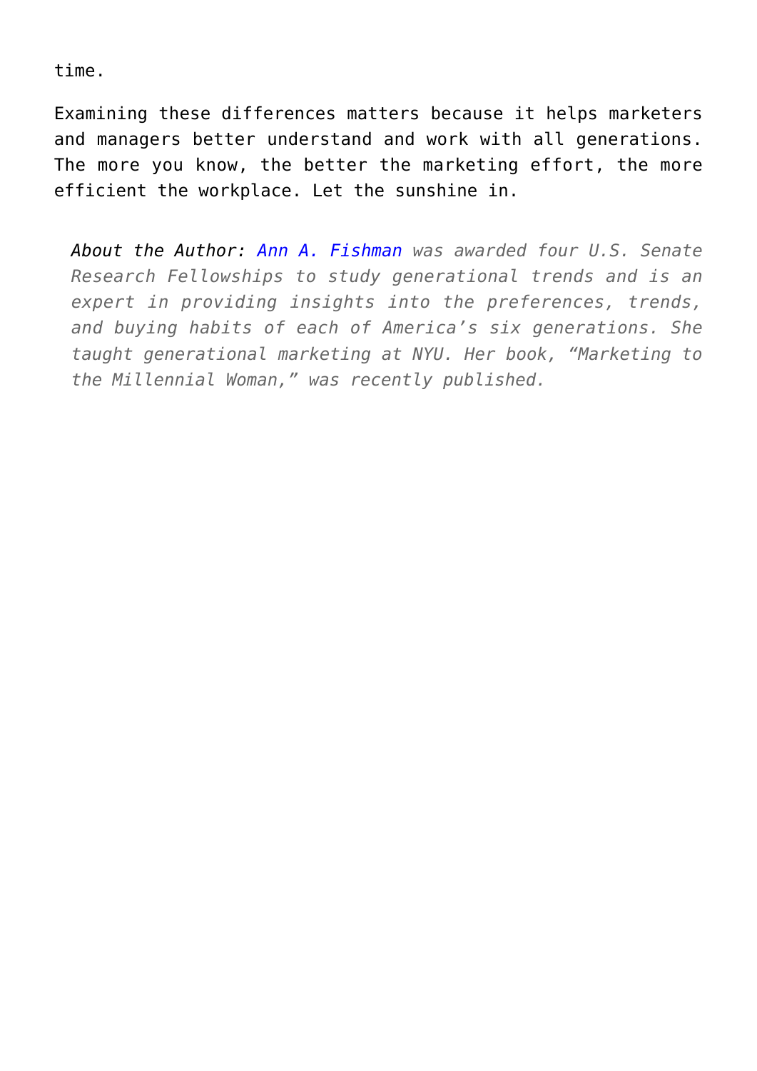time.

Examining these differences matters because it helps marketers and managers better understand and work with all generations. The more you know, the better the marketing effort, the more efficient the workplace. Let the sunshine in.

> *About the Author: Ann A. Fishman was awarded four U.S. Senate Research Fellowships to study generational trends and is an expert in providing insights into the preferences, trends, and buying habits of each of America's six generations. She taught generational marketing at NYU. Her book, "Marketing to the Millennial Woman," was recently published.*